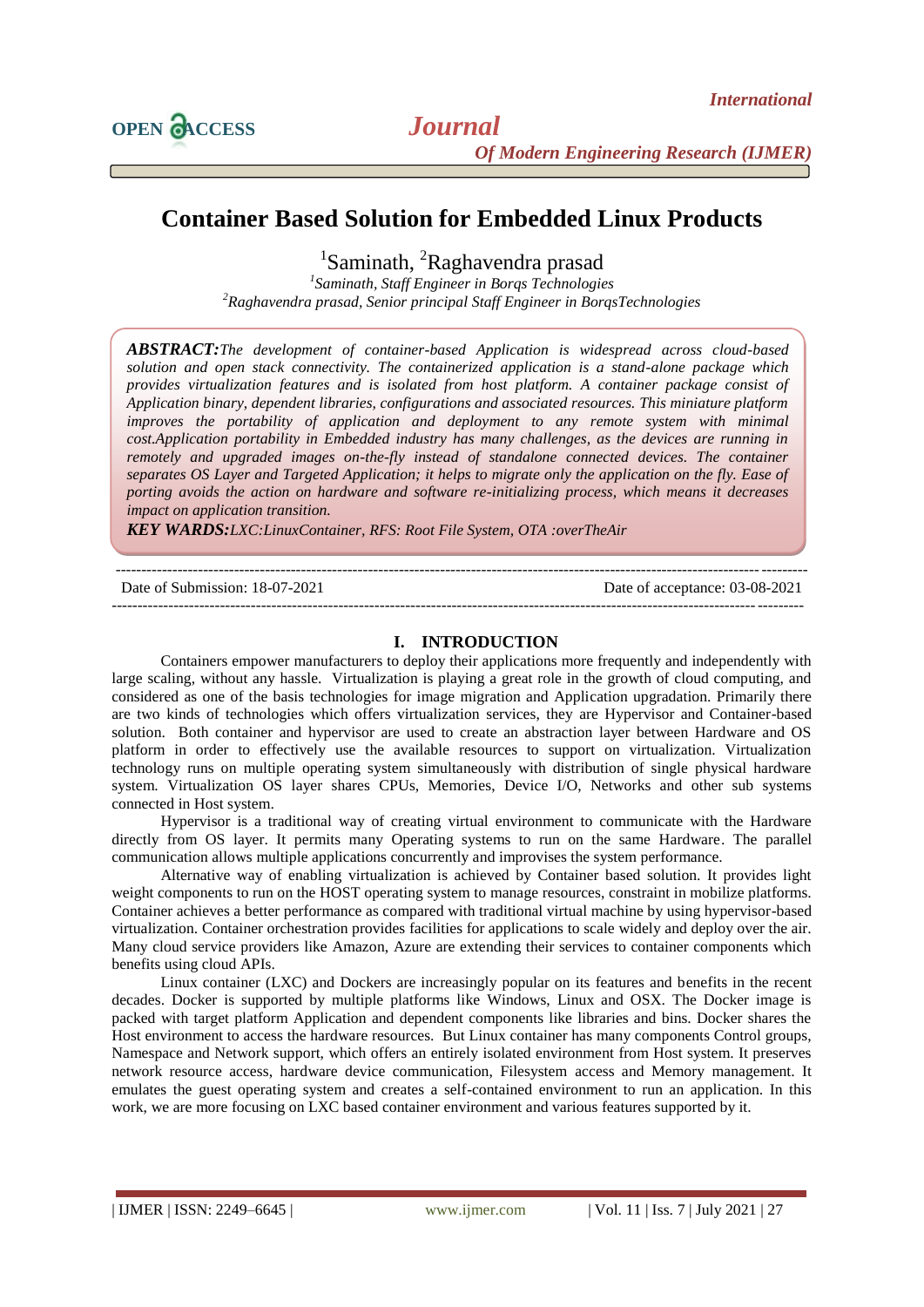# Container Based Solution for Embedded Linux Products

[1]Saminath, [2]Raghavendra prasad

*[1]Saminath, Staff Engineer in Borqs Technologies*
*[2]Raghavendra prasad, Senior principal Staff Engineer in BorqsTechnologies*

***ABSTRACT:****The development of container-based Application is widespread across cloud-based solution and open stack connectivity. The containerized application is a stand-alone package which provides virtualization features and is isolated from host platform. A container package consist of Application binary, dependent libraries, configurations and associated resources. This miniature platform improves the portability of application and deployment to any remote system with minimal cost.Application portability in Embedded industry has many challenges, as the devices are running in remotely and upgraded images on-the-fly instead of standalone connected devices. The container separates OS Layer and Targeted Application; it helps to migrate only the application on the fly. Ease of porting avoids the action on hardware and software re-initializing process, which means it decreases impact on application transition.*

***KEY WARDS:****LXC:LinuxContainer, RFS: Root File System, OTA :overTheAir*

---

Date of Submission: 18-07-2021 Date of acceptance: 03-08-2021

---

## I. INTRODUCTION

Containers empower manufacturers to deploy their applications more frequently and independently with large scaling, without any hassle. Virtualization is playing a great role in the growth of cloud computing, and considered as one of the basis technologies for image migration and Application upgradation. Primarily there are two kinds of technologies which offers virtualization services, they are Hypervisor and Container-based solution. Both container and hypervisor are used to create an abstraction layer between Hardware and OS platform in order to effectively use the available resources to support on virtualization. Virtualization technology runs on multiple operating system simultaneously with distribution of single physical hardware system. Virtualization OS layer shares CPUs, Memories, Device I/O, Networks and other sub systems connected in Host system.

Hypervisor is a traditional way of creating virtual environment to communicate with the Hardware directly from OS layer. It permits many Operating systems to run on the same Hardware. The parallel communication allows multiple applications concurrently and improvises the system performance.

Alternative way of enabling virtualization is achieved by Container based solution. It provides light weight components to run on the HOST operating system to manage resources, constraint in mobilize platforms. Container achieves a better performance as compared with traditional virtual machine by using hypervisor-based virtualization. Container orchestration provides facilities for applications to scale widely and deploy over the air. Many cloud service providers like Amazon, Azure are extending their services to container components which benefits using cloud APIs.

Linux container (LXC) and Dockers are increasingly popular on its features and benefits in the recent decades. Docker is supported by multiple platforms like Windows, Linux and OSX. The Docker image is packed with target platform Application and dependent components like libraries and bins. Docker shares the Host environment to access the hardware resources. But Linux container has many components Control groups, Namespace and Network support, which offers an entirely isolated environment from Host system. It preserves network resource access, hardware device communication, Filesystem access and Memory management. It emulates the guest operating system and creates a self-contained environment to run an application. In this work, we are more focusing on LXC based container environment and various features supported by it.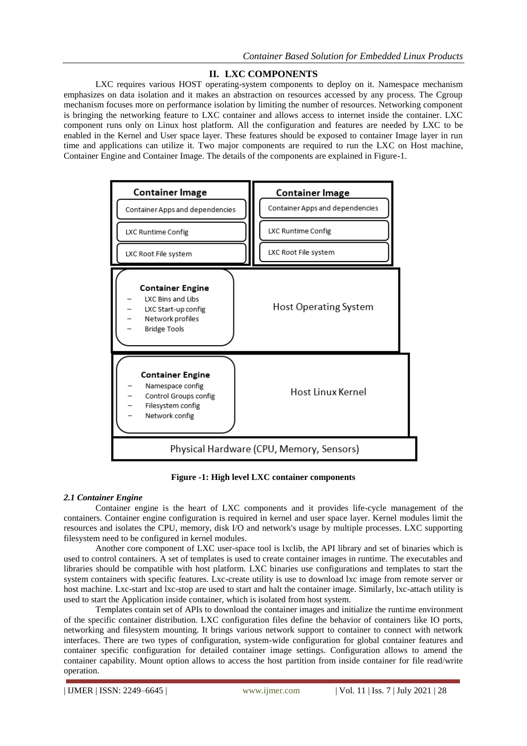## II. LXC COMPONENTS

LXC requires various HOST operating-system components to deploy on it. Namespace mechanism emphasizes on data isolation and it makes an abstraction on resources accessed by any process. The Cgroup mechanism focuses more on performance isolation by limiting the number of resources. Networking component is bringing the networking feature to LXC container and allows access to internet inside the container. LXC component runs only on Linux host platform. All the configuration and features are needed by LXC to be enabled in the Kernel and User space layer. These features should be exposed to container Image layer in run time and applications can utilize it. Two major components are required to run the LXC on Host machine, Container Engine and Container Image. The details of the components are explained in Figure-1.

**Figure -1: High level LXC container components**

### *2.1 Container Engine*

Container engine is the heart of LXC components and it provides life-cycle management of the containers. Container engine configuration is required in kernel and user space layer. Kernel modules limit the resources and isolates the CPU, memory, disk I/O and network's usage by multiple processes. LXC supporting filesystem need to be configured in kernel modules.

Another core component of LXC user-space tool is lxclib, the API library and set of binaries which is used to control containers. A set of templates is used to create container images in runtime. The executables and libraries should be compatible with host platform. LXC binaries use configurations and templates to start the system containers with specific features. Lxc-create utility is use to download lxc image from remote server or host machine. Lxc-start and lxc-stop are used to start and halt the container image. Similarly, lxc-attach utility is used to start the Application inside container, which is isolated from host system.

Templates contain set of APIs to download the container images and initialize the runtime environment of the specific container distribution. LXC configuration files define the behavior of containers like IO ports, networking and filesystem mounting. It brings various network support to container to connect with network interfaces. There are two types of configuration, system-wide configuration for global container features and container specific configuration for detailed container image settings. Configuration allows to amend the container capability. Mount option allows to access the host partition from inside container for file read/write operation.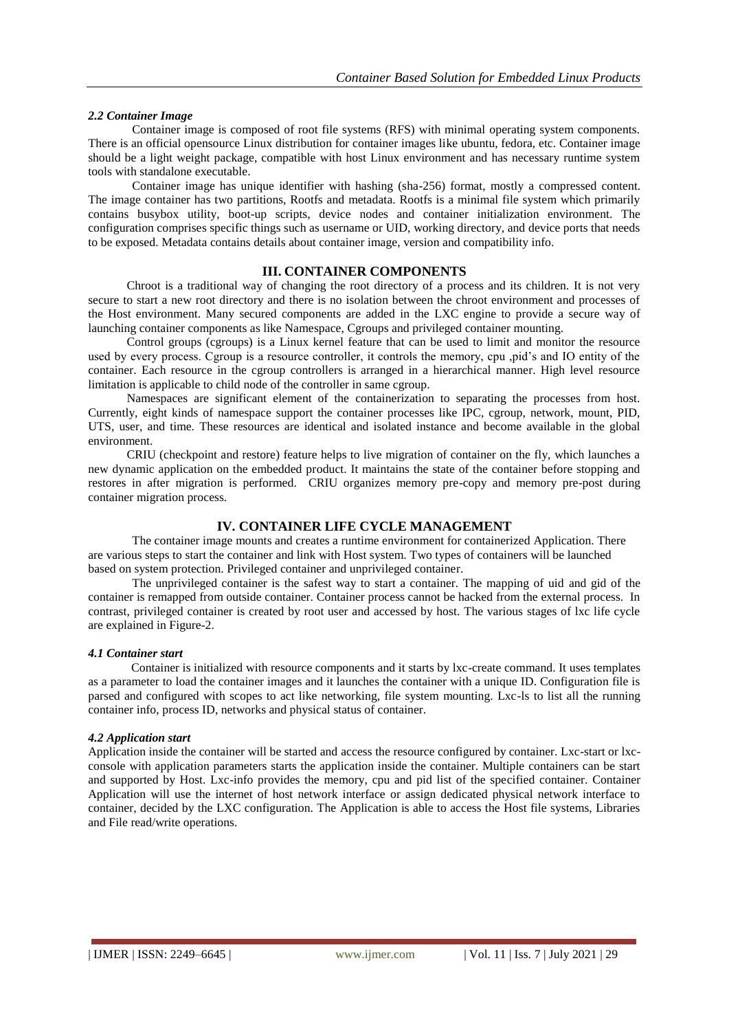### *2.2 Container Image*

Container image is composed of root file systems (RFS) with minimal operating system components. There is an official opensource Linux distribution for container images like ubuntu, fedora, etc. Container image should be a light weight package, compatible with host Linux environment and has necessary runtime system tools with standalone executable.

Container image has unique identifier with hashing (sha-256) format, mostly a compressed content. The image container has two partitions, Rootfs and metadata. Rootfs is a minimal file system which primarily contains busybox utility, boot-up scripts, device nodes and container initialization environment. The configuration comprises specific things such as username or UID, working directory, and device ports that needs to be exposed. Metadata contains details about container image, version and compatibility info.

## III. CONTAINER COMPONENTS

Chroot is a traditional way of changing the root directory of a process and its children. It is not very secure to start a new root directory and there is no isolation between the chroot environment and processes of the Host environment. Many secured components are added in the LXC engine to provide a secure way of launching container components as like Namespace, Cgroups and privileged container mounting.

Control groups (cgroups) is a Linux kernel feature that can be used to limit and monitor the resource used by every process. Cgroup is a resource controller, it controls the memory, cpu ,pid's and IO entity of the container. Each resource in the cgroup controllers is arranged in a hierarchical manner. High level resource limitation is applicable to child node of the controller in same cgroup.

Namespaces are significant element of the containerization to separating the processes from host. Currently, eight kinds of namespace support the container processes like IPC, cgroup, network, mount, PID, UTS, user, and time. These resources are identical and isolated instance and become available in the global environment.

CRIU (checkpoint and restore) feature helps to live migration of container on the fly, which launches a new dynamic application on the embedded product. It maintains the state of the container before stopping and restores in after migration is performed. CRIU organizes memory pre-copy and memory pre-post during container migration process.

## IV. CONTAINER LIFE CYCLE MANAGEMENT

The container image mounts and creates a runtime environment for containerized Application. There are various steps to start the container and link with Host system. Two types of containers will be launched based on system protection. Privileged container and unprivileged container.

The unprivileged container is the safest way to start a container. The mapping of uid and gid of the container is remapped from outside container. Container process cannot be hacked from the external process. In contrast, privileged container is created by root user and accessed by host. The various stages of lxc life cycle are explained in Figure-2.

### *4.1 Container start*

Container is initialized with resource components and it starts by lxc-create command. It uses templates as a parameter to load the container images and it launches the container with a unique ID. Configuration file is parsed and configured with scopes to act like networking, file system mounting. Lxc-ls to list all the running container info, process ID, networks and physical status of container.

### *4.2 Application start*

Application inside the container will be started and access the resource configured by container. Lxc-start or lxc-console with application parameters starts the application inside the container. Multiple containers can be start and supported by Host. Lxc-info provides the memory, cpu and pid list of the specified container. Container Application will use the internet of host network interface or assign dedicated physical network interface to container, decided by the LXC configuration. The Application is able to access the Host file systems, Libraries and File read/write operations.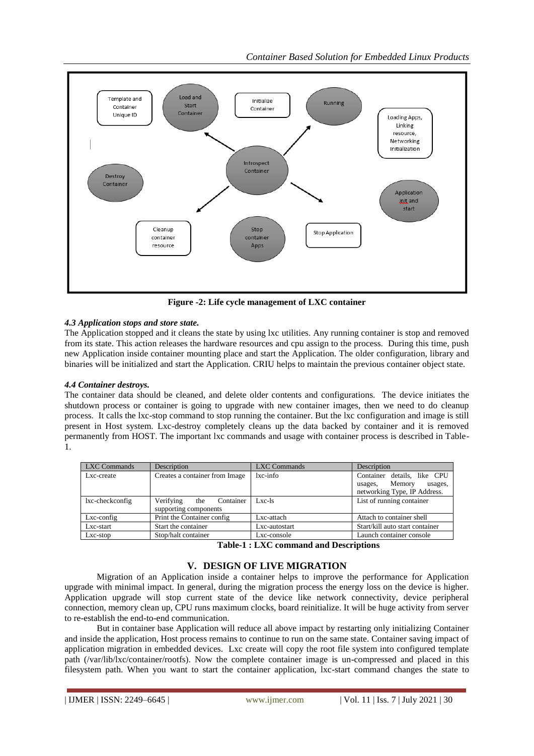Figure -2: Life cycle management of LXC container

### *4.3 Application stops and store state.*

The Application stopped and it cleans the state by using lxc utilities. Any running container is stop and removed from its state. This action releases the hardware resources and cpu assign to the process. During this time, push new Application inside container mounting place and start the Application. The older configuration, library and binaries will be initialized and start the Application. CRIU helps to maintain the previous container object state.

### *4.4 Container destroys.*

The container data should be cleaned, and delete older contents and configurations. The device initiates the shutdown process or container is going to upgrade with new container images, then we need to do cleanup process. It calls the lxc-stop command to stop running the container. But the lxc configuration and image is still present in Host system. Lxc-destroy completely cleans up the data backed by container and it is removed permanently from HOST. The important lxc commands and usage with container process is described in Table-1.

| LXC Commands | Description | LXC Commands | Description |
|---|---|---|---|
| Lxc-create | Creates a container from Image | lxc-info | Container details, like CPU usages, Memory usages, networking Type, IP Address. |
| lxc-checkconfig | Verifying the Container supporting components | Lxc-ls | List of running container |
| Lxc-config | Print the Container config | Lxc-attach | Attach to container shell |
| Lxc-start | Start the container | Lxc-autostart | Start/kill auto start container |
| Lxc-stop | Stop/halt container | Lxc-console | Launch container console |

**Table-1 : LXC command and Descriptions**

## V. DESIGN OF LIVE MIGRATION

Migration of an Application inside a container helps to improve the performance for Application upgrade with minimal impact. In general, during the migration process the energy loss on the device is higher. Application upgrade will stop current state of the device like network connectivity, device peripheral connection, memory clean up, CPU runs maximum clocks, board reinitialize. It will be huge activity from server to re-establish the end-to-end communication.

But in container base Application will reduce all above impact by restarting only initializing Container and inside the application, Host process remains to continue to run on the same state. Container saving impact of application migration in embedded devices. Lxc create will copy the root file system into configured template path (/var/lib/lxc/container/rootfs). Now the complete container image is un-compressed and placed in this filesystem path. When you want to start the container application, lxc-start command changes the state to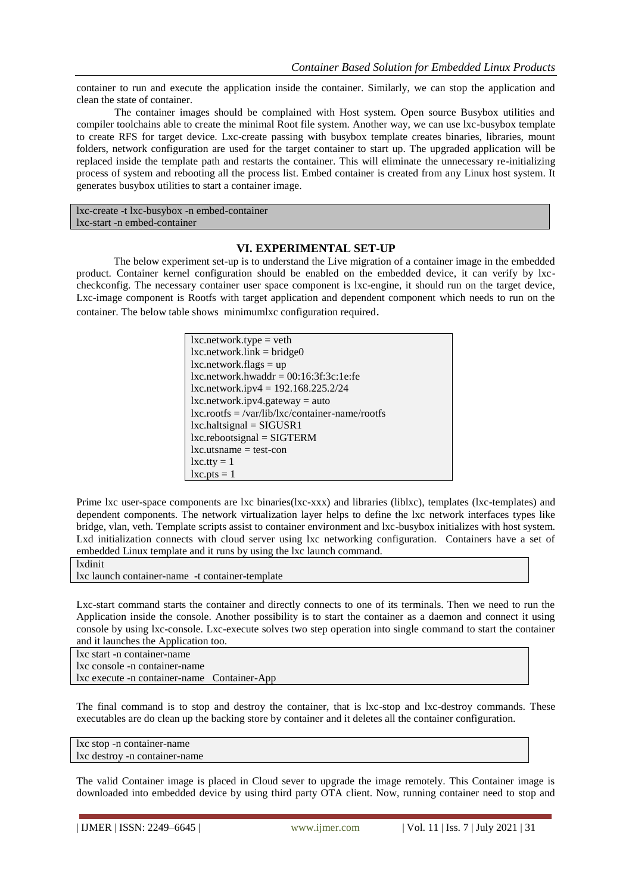container to run and execute the application inside the container. Similarly, we can stop the application and clean the state of container.

The container images should be complained with Host system. Open source Busybox utilities and compiler toolchains able to create the minimal Root file system. Another way, we can use lxc-busybox template to create RFS for target device. Lxc-create passing with busybox template creates binaries, libraries, mount folders, network configuration are used for the target container to start up. The upgraded application will be replaced inside the template path and restarts the container. This will eliminate the unnecessary re-initializing process of system and rebooting all the process list. Embed container is created from any Linux host system. It generates busybox utilities to start a container image.

```
lxc-create -t lxc-busybox -n embed-container
lxc-start -n embed-container
```

## VI. EXPERIMENTAL SET-UP

The below experiment set-up is to understand the Live migration of a container image in the embedded product. Container kernel configuration should be enabled on the embedded device, it can verify by lxc-checkconfig. The necessary container user space component is lxc-engine, it should run on the target device, Lxc-image component is Rootfs with target application and dependent component which needs to run on the container. The below table shows minimumlxc configuration required.

```
lxc.network.type = veth
lxc.network.link = bridge0
lxc.network.flags = up
lxc.network.hwaddr = 00:16:3f:3c:1e:fe
lxc.network.ipv4 = 192.168.225.2/24
lxc.network.ipv4.gateway = auto
lxc.rootfs = /var/lib/lxc/container-name/rootfs
lxc.haltsignal = SIGUSR1
lxc.rebootsignal = SIGTERM
lxc.utsname = test-con
lxc.tty = 1
lxc.pts = 1
```

Prime lxc user-space components are lxc binaries(lxc-xxx) and libraries (liblxc), templates (lxc-templates) and dependent components. The network virtualization layer helps to define the lxc network interfaces types like bridge, vlan, veth. Template scripts assist to container environment and lxc-busybox initializes with host system. Lxd initialization connects with cloud server using lxc networking configuration. Containers have a set of embedded Linux template and it runs by using the lxc launch command.

```
lxdinit
lxc launch container-name  -t container-template
```

Lxc-start command starts the container and directly connects to one of its terminals. Then we need to run the Application inside the console. Another possibility is to start the container as a daemon and connect it using console by using lxc-console. Lxc-execute solves two step operation into single command to start the container and it launches the Application too.

```
lxc start -n container-name
lxc console -n container-name
lxc execute -n container-name   Container-App
```

The final command is to stop and destroy the container, that is lxc-stop and lxc-destroy commands. These executables are do clean up the backing store by container and it deletes all the container configuration.

```
lxc stop -n container-name
lxc destroy -n container-name
```

The valid Container image is placed in Cloud sever to upgrade the image remotely. This Container image is downloaded into embedded device by using third party OTA client. Now, running container need to stop and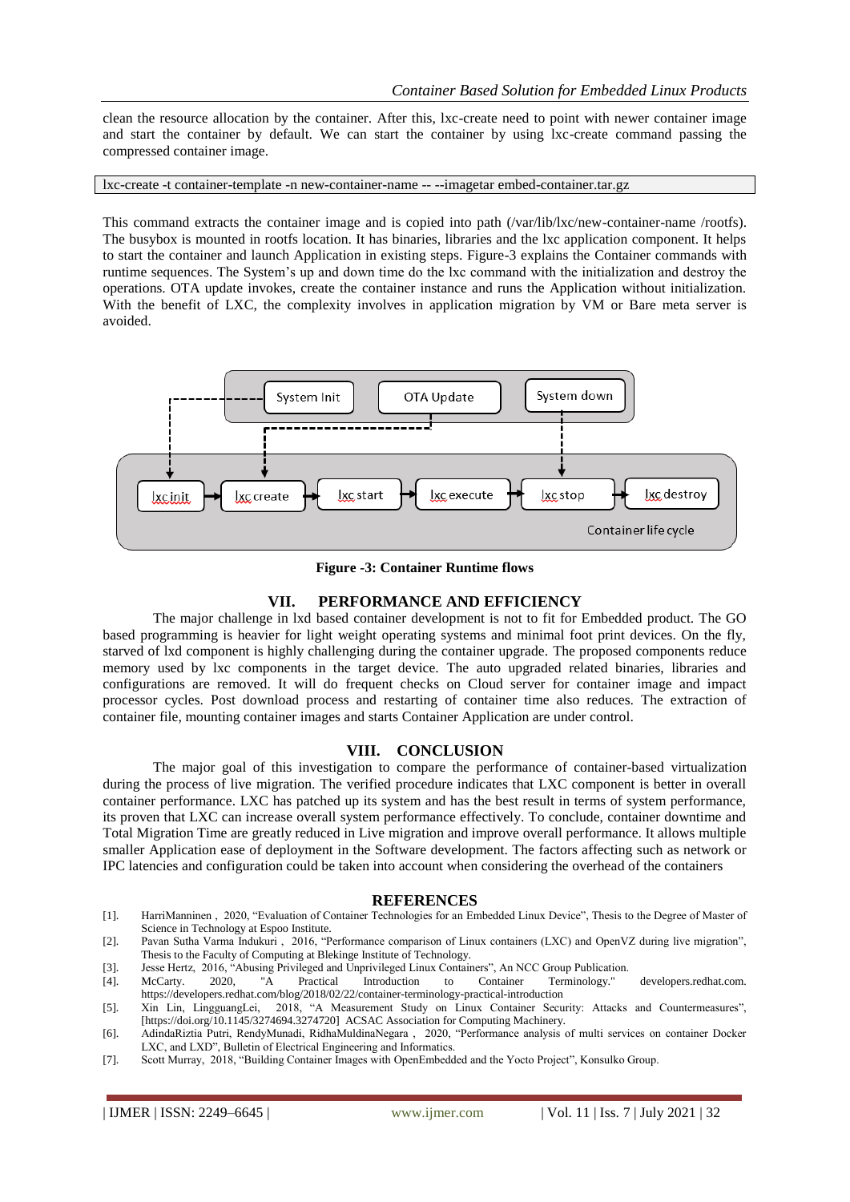clean the resource allocation by the container. After this, lxc-create need to point with newer container image and start the container by default. We can start the container by using lxc-create command passing the compressed container image.

```
lxc-create -t container-template -n new-container-name -- --imagetar embed-container.tar.gz
```

This command extracts the container image and is copied into path (/var/lib/lxc/new-container-name /rootfs). The busybox is mounted in rootfs location. It has binaries, libraries and the lxc application component. It helps to start the container and launch Application in existing steps. Figure-3 explains the Container commands with runtime sequences. The System's up and down time do the lxc command with the initialization and destroy the operations. OTA update invokes, create the container instance and runs the Application without initialization. With the benefit of LXC, the complexity involves in application migration by VM or Bare meta server is avoided.

System Init | OTA Update | System down

lxc init → lxc create → lxc start → lxc execute → lxc stop → lxc destroy

Container life cycle

**Figure -3: Container Runtime flows**

## VII. PERFORMANCE AND EFFICIENCY

The major challenge in lxd based container development is not to fit for Embedded product. The GO based programming is heavier for light weight operating systems and minimal foot print devices. On the fly, starved of lxd component is highly challenging during the container upgrade. The proposed components reduce memory used by lxc components in the target device. The auto upgraded related binaries, libraries and configurations are removed. It will do frequent checks on Cloud server for container image and impact processor cycles. Post download process and restarting of container time also reduces. The extraction of container file, mounting container images and starts Container Application are under control.

## VIII. CONCLUSION

The major goal of this investigation to compare the performance of container-based virtualization during the process of live migration. The verified procedure indicates that LXC component is better in overall container performance. LXC has patched up its system and has the best result in terms of system performance, its proven that LXC can increase overall system performance effectively. To conclude, container downtime and Total Migration Time are greatly reduced in Live migration and improve overall performance. It allows multiple smaller Application ease of deployment in the Software development. The factors affecting such as network or IPC latencies and configuration could be taken into account when considering the overhead of the containers

## REFERENCES

[1]. HarriManninen , 2020, "Evaluation of Container Technologies for an Embedded Linux Device", Thesis to the Degree of Master of Science in Technology at Espoo Institute.

[2]. Pavan Sutha Varma Indukuri , 2016, "Performance comparison of Linux containers (LXC) and OpenVZ during live migration", Thesis to the Faculty of Computing at Blekinge Institute of Technology.

[3]. Jesse Hertz, 2016, "Abusing Privileged and Unprivileged Linux Containers", An NCC Group Publication.

[4]. McCarty. 2020, "A Practical Introduction to Container Terminology." developers.redhat.com. https://developers.redhat.com/blog/2018/02/22/container-terminology-practical-introduction

[5]. Xin Lin, LingguangLei, 2018, "A Measurement Study on Linux Container Security: Attacks and Countermeasures", [https://doi.org/10.1145/3274694.3274720] ACSAC Association for Computing Machinery.

[6]. AdindaRiztia Putri, RendyMunadi, RidhaMuldinaNegara , 2020, "Performance analysis of multi services on container Docker LXC, and LXD", Bulletin of Electrical Engineering and Informatics.

[7]. Scott Murray, 2018, "Building Container Images with OpenEmbedded and the Yocto Project", Konsulko Group.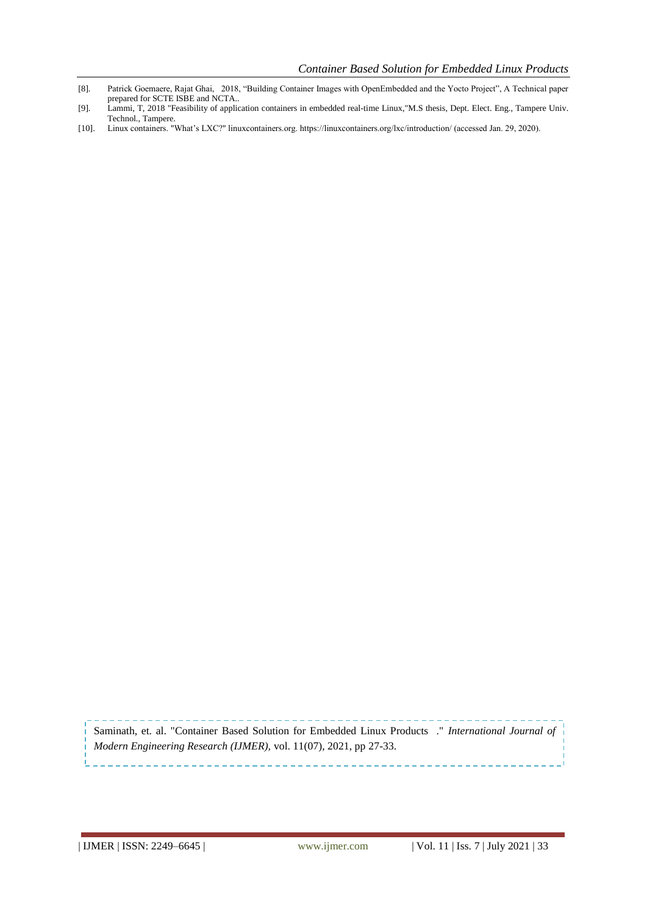[8]. Patrick Goemaere, Rajat Ghai, 2018, "Building Container Images with OpenEmbedded and the Yocto Project", A Technical paper prepared for SCTE ISBE and NCTA..

[9]. Lammi, T, 2018 "Feasibility of application containers in embedded real-time Linux,"M.S thesis, Dept. Elect. Eng., Tampere Univ. Technol., Tampere.

[10]. Linux containers. "What's LXC?" linuxcontainers.org. https://linuxcontainers.org/lxc/introduction/ (accessed Jan. 29, 2020).

Saminath, et. al. "Container Based Solution for Embedded Linux Products ." *International Journal of Modern Engineering Research (IJMER)*, vol. 11(07), 2021, pp 27-33.